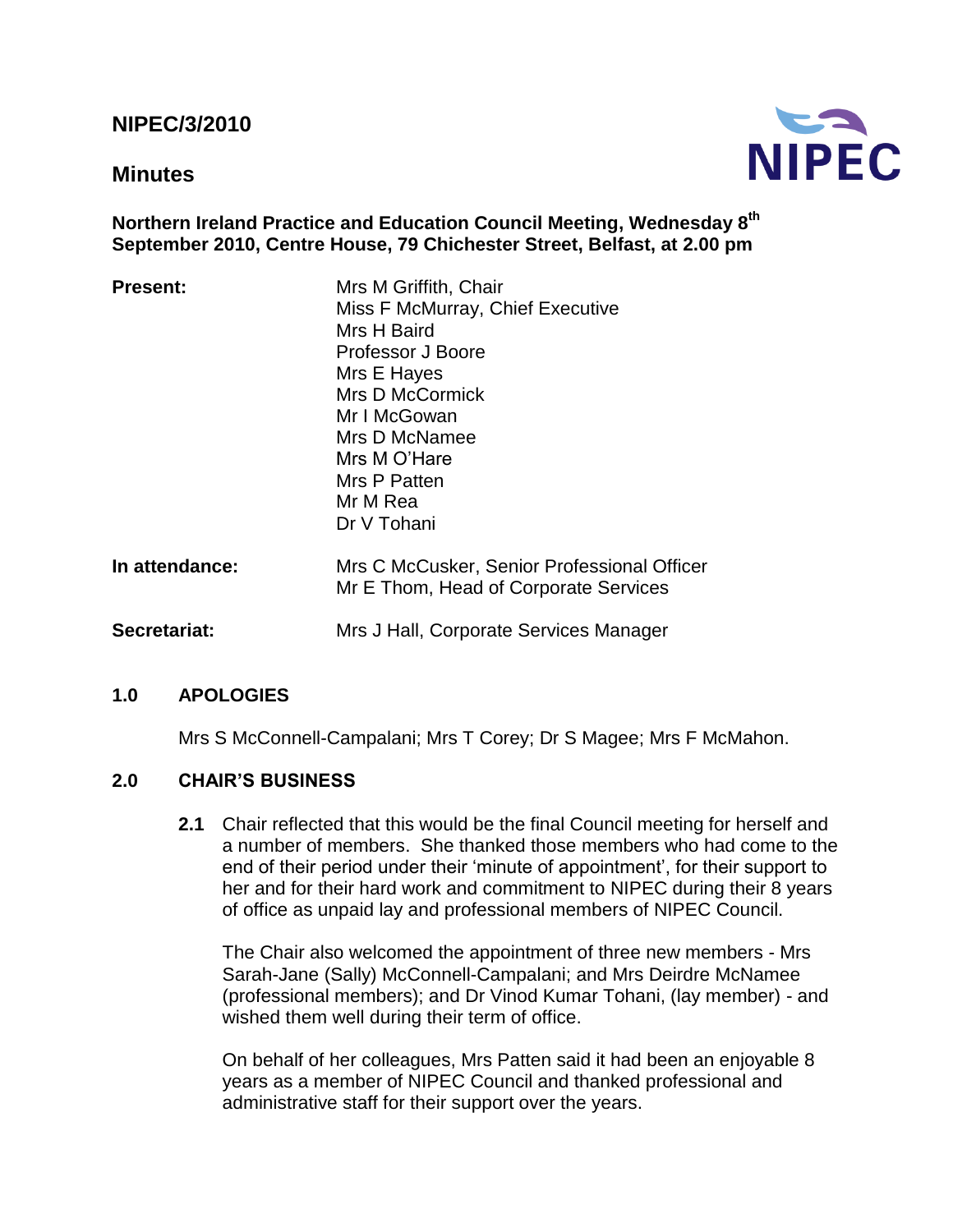# NIPEC/3/2010

## Minutes

**Northern Ireland Practice and Education Council Meeting, Wednesday 8th September 2010, Centre House, 79 Chichester Street, Belfast, at 2.00 pm**

| | |
|---|---|
| **Present:** | Mrs M Griffith, Chair<br>Miss F McMurray, Chief Executive<br>Mrs H Baird<br>Professor J Boore<br>Mrs E Hayes<br>Mrs D McCormick<br>Mr I McGowan<br>Mrs D McNamee<br>Mrs M O'Hare<br>Mrs P Patten<br>Mr M Rea<br>Dr V Tohani |
| **In attendance:** | Mrs C McCusker, Senior Professional Officer<br>Mr E Thom, Head of Corporate Services |
| **Secretariat:** | Mrs J Hall, Corporate Services Manager |

### 1.0 APOLOGIES

Mrs S McConnell-Campalani; Mrs T Corey; Dr S Magee; Mrs F McMahon.

### 2.0 CHAIR'S BUSINESS

**2.1** Chair reflected that this would be the final Council meeting for herself and a number of members. She thanked those members who had come to the end of their period under their 'minute of appointment', for their support to her and for their hard work and commitment to NIPEC during their 8 years of office as unpaid lay and professional members of NIPEC Council.

The Chair also welcomed the appointment of three new members - Mrs Sarah-Jane (Sally) McConnell-Campalani; and Mrs Deirdre McNamee (professional members); and Dr Vinod Kumar Tohani, (lay member) - and wished them well during their term of office.

On behalf of her colleagues, Mrs Patten said it had been an enjoyable 8 years as a member of NIPEC Council and thanked professional and administrative staff for their support over the years.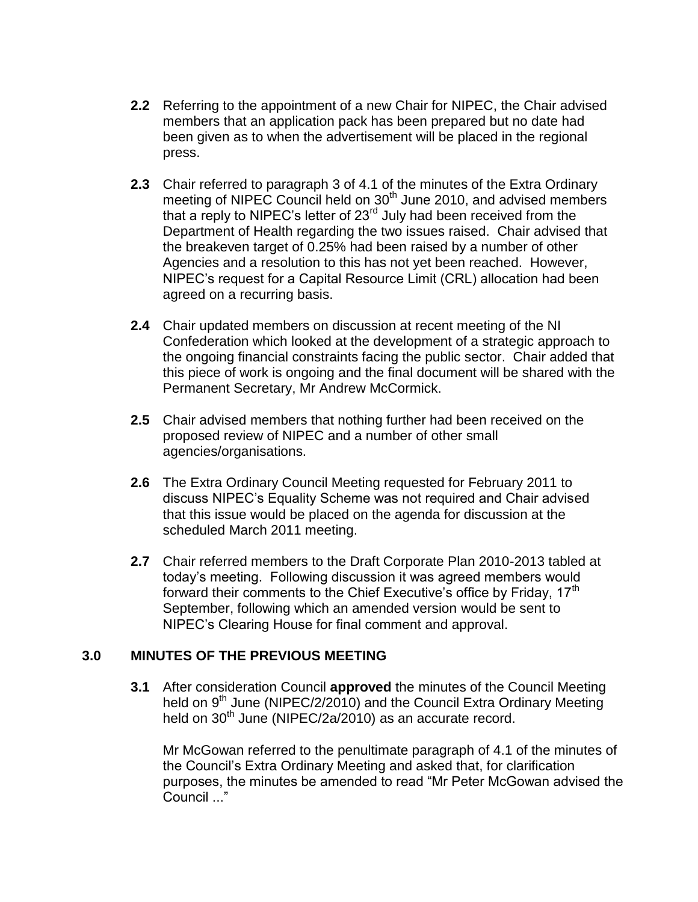**2.2** Referring to the appointment of a new Chair for NIPEC, the Chair advised members that an application pack has been prepared but no date had been given as to when the advertisement will be placed in the regional press.

**2.3** Chair referred to paragraph 3 of 4.1 of the minutes of the Extra Ordinary meeting of NIPEC Council held on 30th June 2010, and advised members that a reply to NIPEC's letter of 23rd July had been received from the Department of Health regarding the two issues raised. Chair advised that the breakeven target of 0.25% had been raised by a number of other Agencies and a resolution to this has not yet been reached. However, NIPEC's request for a Capital Resource Limit (CRL) allocation had been agreed on a recurring basis.

**2.4** Chair updated members on discussion at recent meeting of the NI Confederation which looked at the development of a strategic approach to the ongoing financial constraints facing the public sector. Chair added that this piece of work is ongoing and the final document will be shared with the Permanent Secretary, Mr Andrew McCormick.

**2.5** Chair advised members that nothing further had been received on the proposed review of NIPEC and a number of other small agencies/organisations.

**2.6** The Extra Ordinary Council Meeting requested for February 2011 to discuss NIPEC's Equality Scheme was not required and Chair advised that this issue would be placed on the agenda for discussion at the scheduled March 2011 meeting.

**2.7** Chair referred members to the Draft Corporate Plan 2010-2013 tabled at today's meeting. Following discussion it was agreed members would forward their comments to the Chief Executive's office by Friday, 17th September, following which an amended version would be sent to NIPEC's Clearing House for final comment and approval.

## 3.0 MINUTES OF THE PREVIOUS MEETING

**3.1** After consideration Council **approved** the minutes of the Council Meeting held on 9th June (NIPEC/2/2010) and the Council Extra Ordinary Meeting held on 30th June (NIPEC/2a/2010) as an accurate record.

Mr McGowan referred to the penultimate paragraph of 4.1 of the minutes of the Council's Extra Ordinary Meeting and asked that, for clarification purposes, the minutes be amended to read "Mr Peter McGowan advised the Council ..."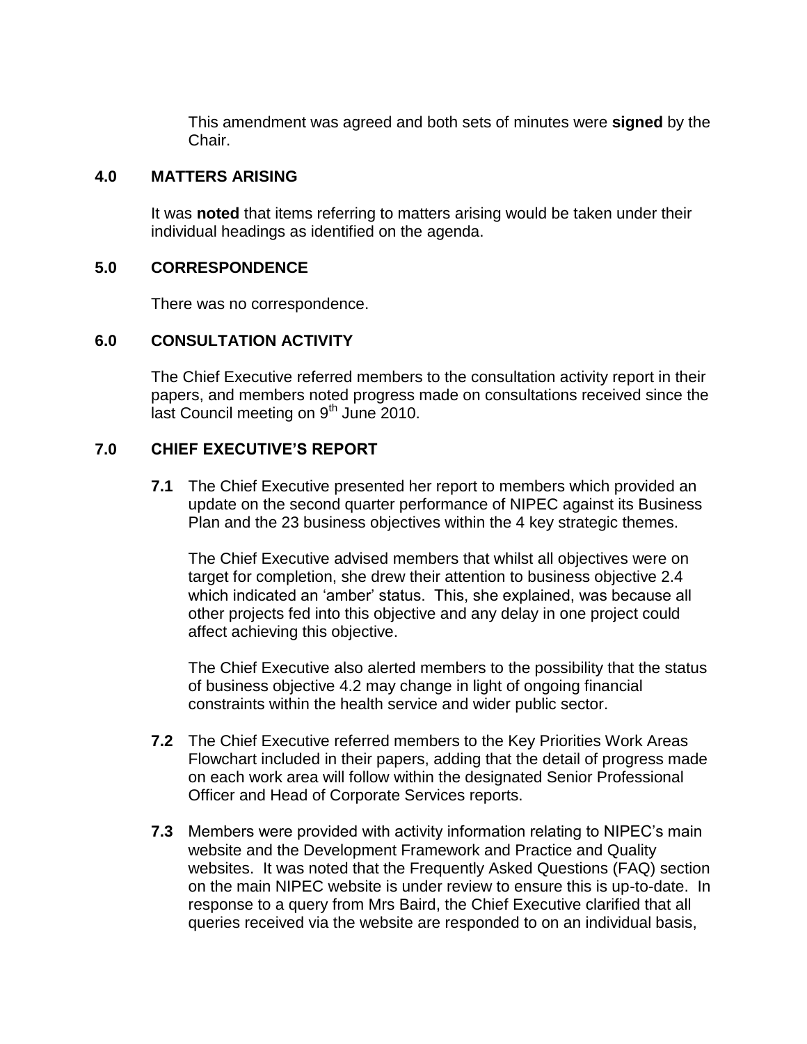This amendment was agreed and both sets of minutes were **signed** by the Chair.

## 4.0 MATTERS ARISING

It was **noted** that items referring to matters arising would be taken under their individual headings as identified on the agenda.

## 5.0 CORRESPONDENCE

There was no correspondence.

## 6.0 CONSULTATION ACTIVITY

The Chief Executive referred members to the consultation activity report in their papers, and members noted progress made on consultations received since the last Council meeting on 9th June 2010.

## 7.0 CHIEF EXECUTIVE'S REPORT

**7.1** The Chief Executive presented her report to members which provided an update on the second quarter performance of NIPEC against its Business Plan and the 23 business objectives within the 4 key strategic themes.

The Chief Executive advised members that whilst all objectives were on target for completion, she drew their attention to business objective 2.4 which indicated an 'amber' status. This, she explained, was because all other projects fed into this objective and any delay in one project could affect achieving this objective.

The Chief Executive also alerted members to the possibility that the status of business objective 4.2 may change in light of ongoing financial constraints within the health service and wider public sector.

**7.2** The Chief Executive referred members to the Key Priorities Work Areas Flowchart included in their papers, adding that the detail of progress made on each work area will follow within the designated Senior Professional Officer and Head of Corporate Services reports.

**7.3** Members were provided with activity information relating to NIPEC's main website and the Development Framework and Practice and Quality websites. It was noted that the Frequently Asked Questions (FAQ) section on the main NIPEC website is under review to ensure this is up-to-date. In response to a query from Mrs Baird, the Chief Executive clarified that all queries received via the website are responded to on an individual basis,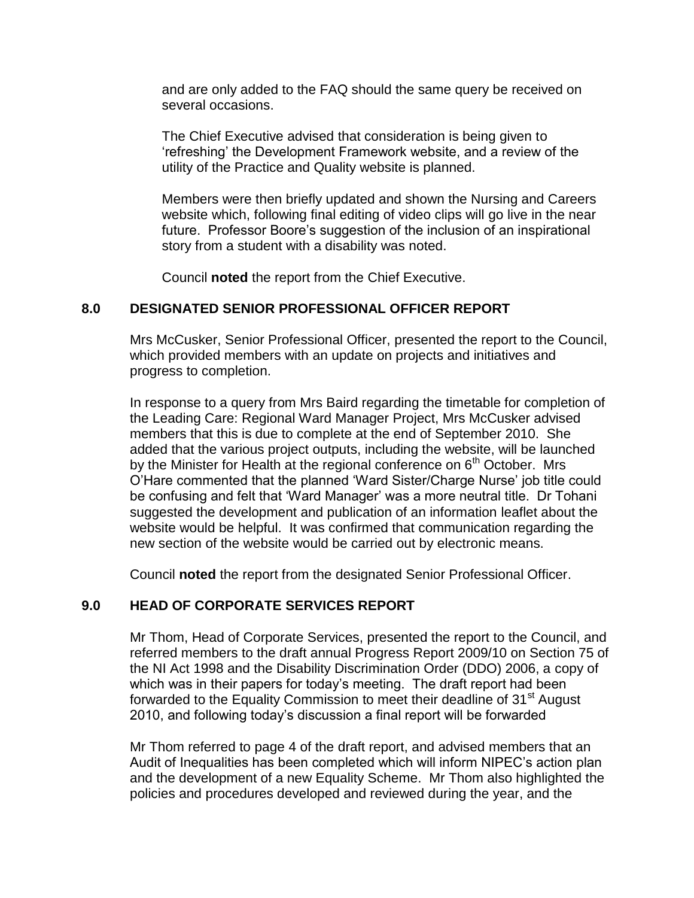and are only added to the FAQ should the same query be received on several occasions.

The Chief Executive advised that consideration is being given to 'refreshing' the Development Framework website, and a review of the utility of the Practice and Quality website is planned.

Members were then briefly updated and shown the Nursing and Careers website which, following final editing of video clips will go live in the near future. Professor Boore's suggestion of the inclusion of an inspirational story from a student with a disability was noted.

Council **noted** the report from the Chief Executive.

## 8.0 DESIGNATED SENIOR PROFESSIONAL OFFICER REPORT

Mrs McCusker, Senior Professional Officer, presented the report to the Council, which provided members with an update on projects and initiatives and progress to completion.

In response to a query from Mrs Baird regarding the timetable for completion of the Leading Care: Regional Ward Manager Project, Mrs McCusker advised members that this is due to complete at the end of September 2010. She added that the various project outputs, including the website, will be launched by the Minister for Health at the regional conference on 6th October. Mrs O'Hare commented that the planned 'Ward Sister/Charge Nurse' job title could be confusing and felt that 'Ward Manager' was a more neutral title. Dr Tohani suggested the development and publication of an information leaflet about the website would be helpful. It was confirmed that communication regarding the new section of the website would be carried out by electronic means.

Council **noted** the report from the designated Senior Professional Officer.

## 9.0 HEAD OF CORPORATE SERVICES REPORT

Mr Thom, Head of Corporate Services, presented the report to the Council, and referred members to the draft annual Progress Report 2009/10 on Section 75 of the NI Act 1998 and the Disability Discrimination Order (DDO) 2006, a copy of which was in their papers for today's meeting. The draft report had been forwarded to the Equality Commission to meet their deadline of 31st August 2010, and following today's discussion a final report will be forwarded

Mr Thom referred to page 4 of the draft report, and advised members that an Audit of Inequalities has been completed which will inform NIPEC's action plan and the development of a new Equality Scheme. Mr Thom also highlighted the policies and procedures developed and reviewed during the year, and the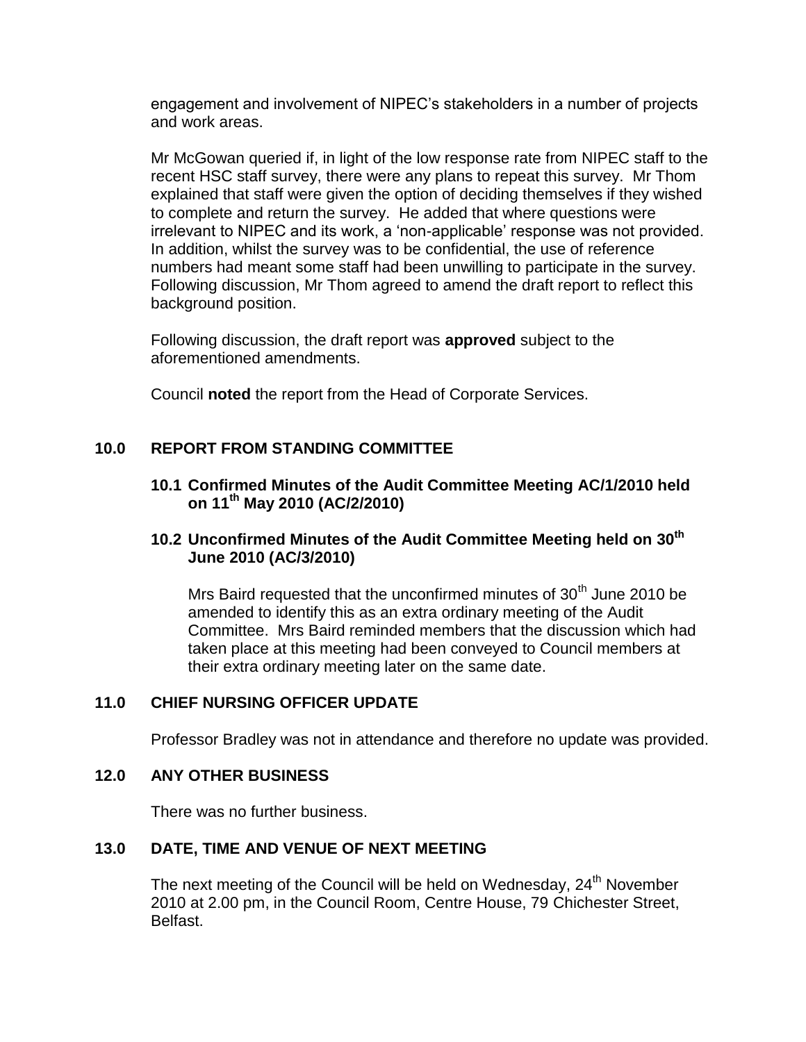engagement and involvement of NIPEC's stakeholders in a number of projects and work areas.

Mr McGowan queried if, in light of the low response rate from NIPEC staff to the recent HSC staff survey, there were any plans to repeat this survey. Mr Thom explained that staff were given the option of deciding themselves if they wished to complete and return the survey. He added that where questions were irrelevant to NIPEC and its work, a 'non-applicable' response was not provided. In addition, whilst the survey was to be confidential, the use of reference numbers had meant some staff had been unwilling to participate in the survey. Following discussion, Mr Thom agreed to amend the draft report to reflect this background position.

Following discussion, the draft report was **approved** subject to the aforementioned amendments.

Council **noted** the report from the Head of Corporate Services.

## 10.0 REPORT FROM STANDING COMMITTEE

### 10.1 Confirmed Minutes of the Audit Committee Meeting AC/1/2010 held on 11th May 2010 (AC/2/2010)

### 10.2 Unconfirmed Minutes of the Audit Committee Meeting held on 30th June 2010 (AC/3/2010)

Mrs Baird requested that the unconfirmed minutes of 30th June 2010 be amended to identify this as an extra ordinary meeting of the Audit Committee. Mrs Baird reminded members that the discussion which had taken place at this meeting had been conveyed to Council members at their extra ordinary meeting later on the same date.

## 11.0 CHIEF NURSING OFFICER UPDATE

Professor Bradley was not in attendance and therefore no update was provided.

## 12.0 ANY OTHER BUSINESS

There was no further business.

## 13.0 DATE, TIME AND VENUE OF NEXT MEETING

The next meeting of the Council will be held on Wednesday, 24th November 2010 at 2.00 pm, in the Council Room, Centre House, 79 Chichester Street, Belfast.